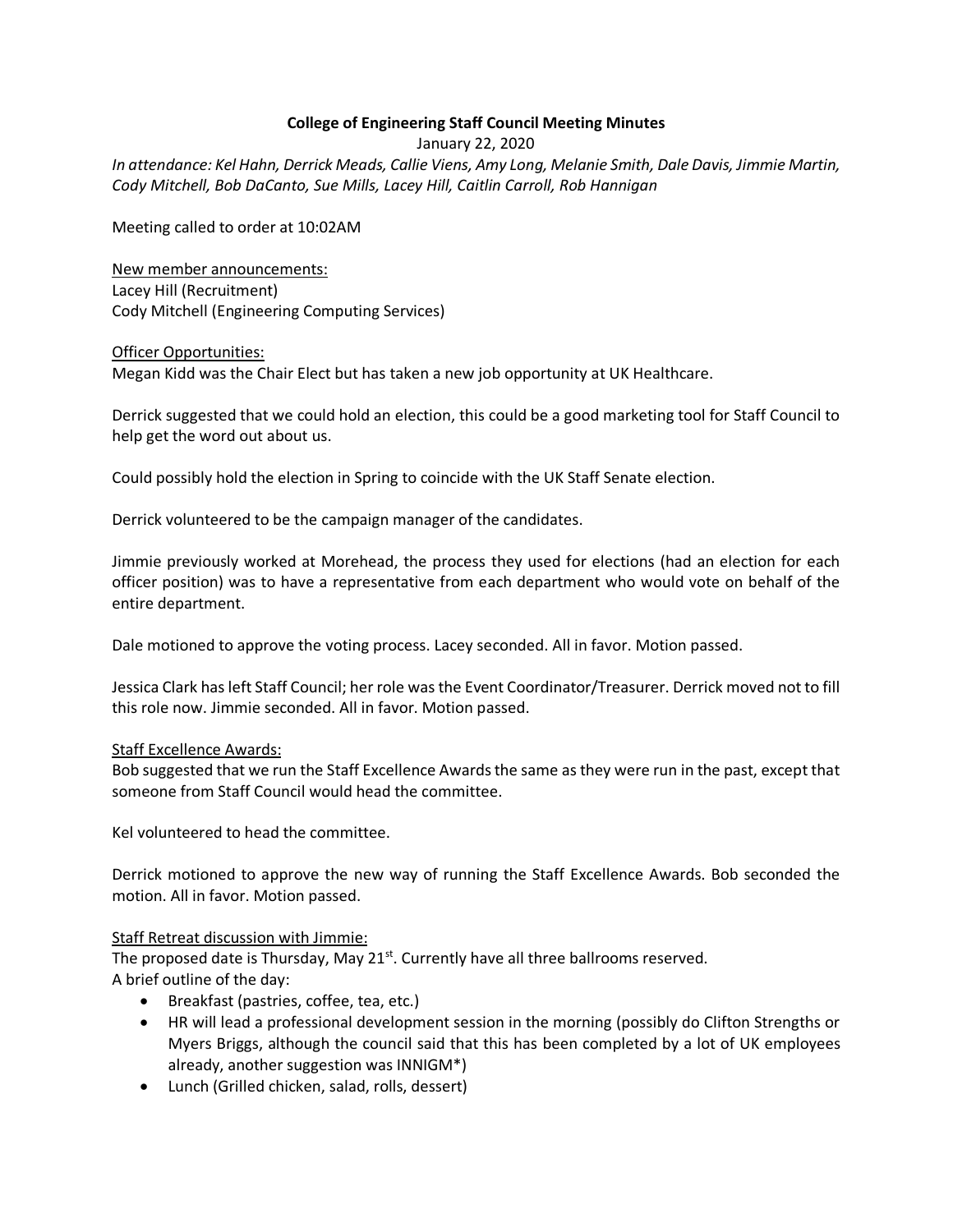**College of Engineering Staff Council Meeting Minutes**

January 22, 2020

*In attendance: Kel Hahn, Derrick Meads, Callie Viens, Amy Long, Melanie Smith, Dale Davis, Jimmie Martin, Cody Mitchell, Bob DaCanto, Sue Mills, Lacey Hill, Caitlin Carroll, Rob Hannigan*

Meeting called to order at 10:02AM

<u>New member announcements:</u>
Lacey Hill (Recruitment)
Cody Mitchell (Engineering Computing Services)

<u>Officer Opportunities:</u>
Megan Kidd was the Chair Elect but has taken a new job opportunity at UK Healthcare.

Derrick suggested that we could hold an election, this could be a good marketing tool for Staff Council to help get the word out about us.

Could possibly hold the election in Spring to coincide with the UK Staff Senate election.

Derrick volunteered to be the campaign manager of the candidates.

Jimmie previously worked at Morehead, the process they used for elections (had an election for each officer position) was to have a representative from each department who would vote on behalf of the entire department.

Dale motioned to approve the voting process. Lacey seconded. All in favor. Motion passed.

Jessica Clark has left Staff Council; her role was the Event Coordinator/Treasurer. Derrick moved not to fill this role now. Jimmie seconded. All in favor. Motion passed.

<u>Staff Excellence Awards:</u>
Bob suggested that we run the Staff Excellence Awards the same as they were run in the past, except that someone from Staff Council would head the committee.

Kel volunteered to head the committee.

Derrick motioned to approve the new way of running the Staff Excellence Awards. Bob seconded the motion. All in favor. Motion passed.

<u>Staff Retreat discussion with Jimmie:</u>
The proposed date is Thursday, May 21st. Currently have all three ballrooms reserved.
A brief outline of the day:

- Breakfast (pastries, coffee, tea, etc.)
- HR will lead a professional development session in the morning (possibly do Clifton Strengths or Myers Briggs, although the council said that this has been completed by a lot of UK employees already, another suggestion was INNIGM*)
- Lunch (Grilled chicken, salad, rolls, dessert)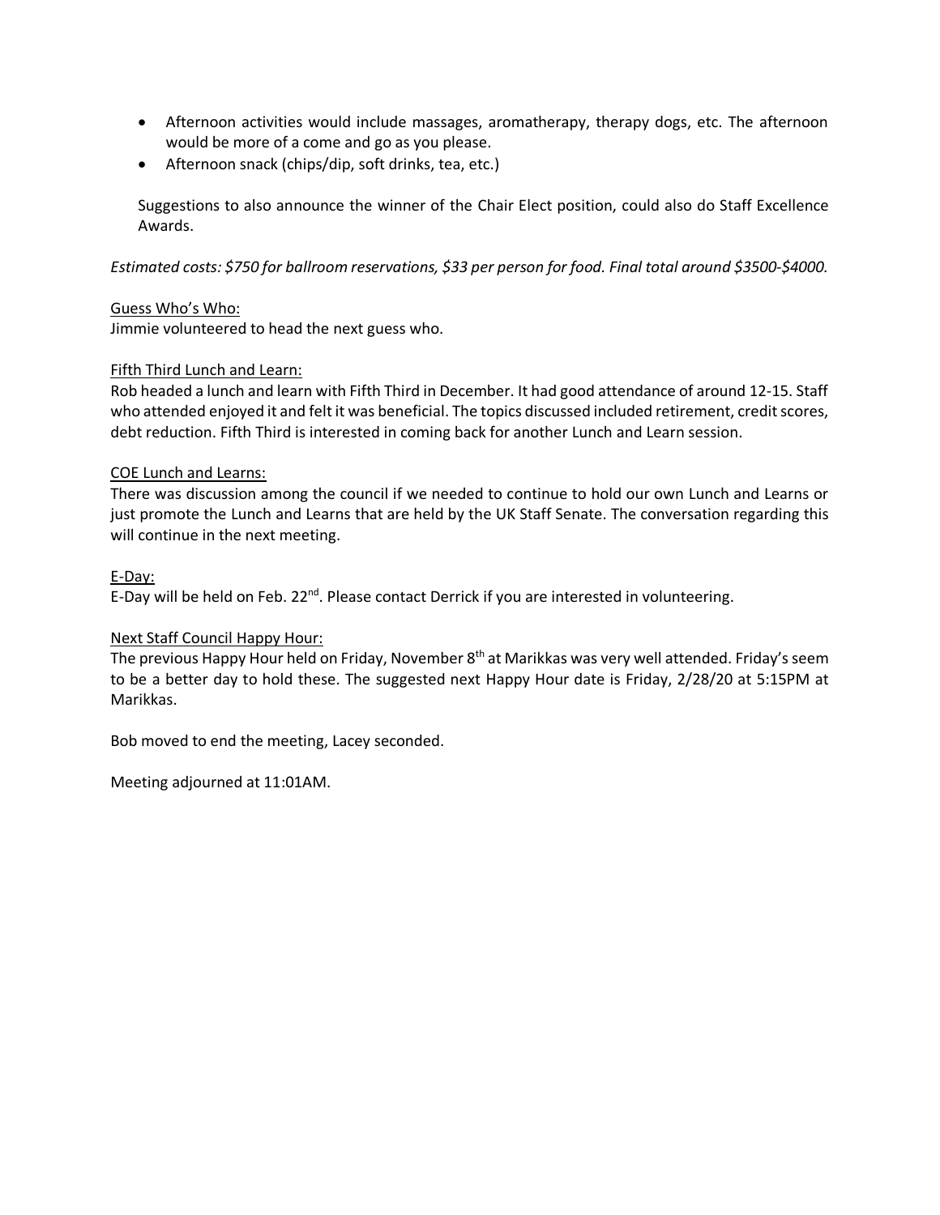- Afternoon activities would include massages, aromatherapy, therapy dogs, etc. The afternoon would be more of a come and go as you please.
- Afternoon snack (chips/dip, soft drinks, tea, etc.)

Suggestions to also announce the winner of the Chair Elect position, could also do Staff Excellence Awards.

*Estimated costs: $750 for ballroom reservations, $33 per person for food. Final total around $3500-$4000.*

<u>Guess Who's Who:</u>
Jimmie volunteered to head the next guess who.

<u>Fifth Third Lunch and Learn:</u>
Rob headed a lunch and learn with Fifth Third in December. It had good attendance of around 12-15. Staff who attended enjoyed it and felt it was beneficial. The topics discussed included retirement, credit scores, debt reduction. Fifth Third is interested in coming back for another Lunch and Learn session.

<u>COE Lunch and Learns:</u>
There was discussion among the council if we needed to continue to hold our own Lunch and Learns or just promote the Lunch and Learns that are held by the UK Staff Senate. The conversation regarding this will continue in the next meeting.

<u>E-Day:</u>
E-Day will be held on Feb. 22nd. Please contact Derrick if you are interested in volunteering.

<u>Next Staff Council Happy Hour:</u>
The previous Happy Hour held on Friday, November 8th at Marikkas was very well attended. Friday's seem to be a better day to hold these. The suggested next Happy Hour date is Friday, 2/28/20 at 5:15PM at Marikkas.

Bob moved to end the meeting, Lacey seconded.

Meeting adjourned at 11:01AM.